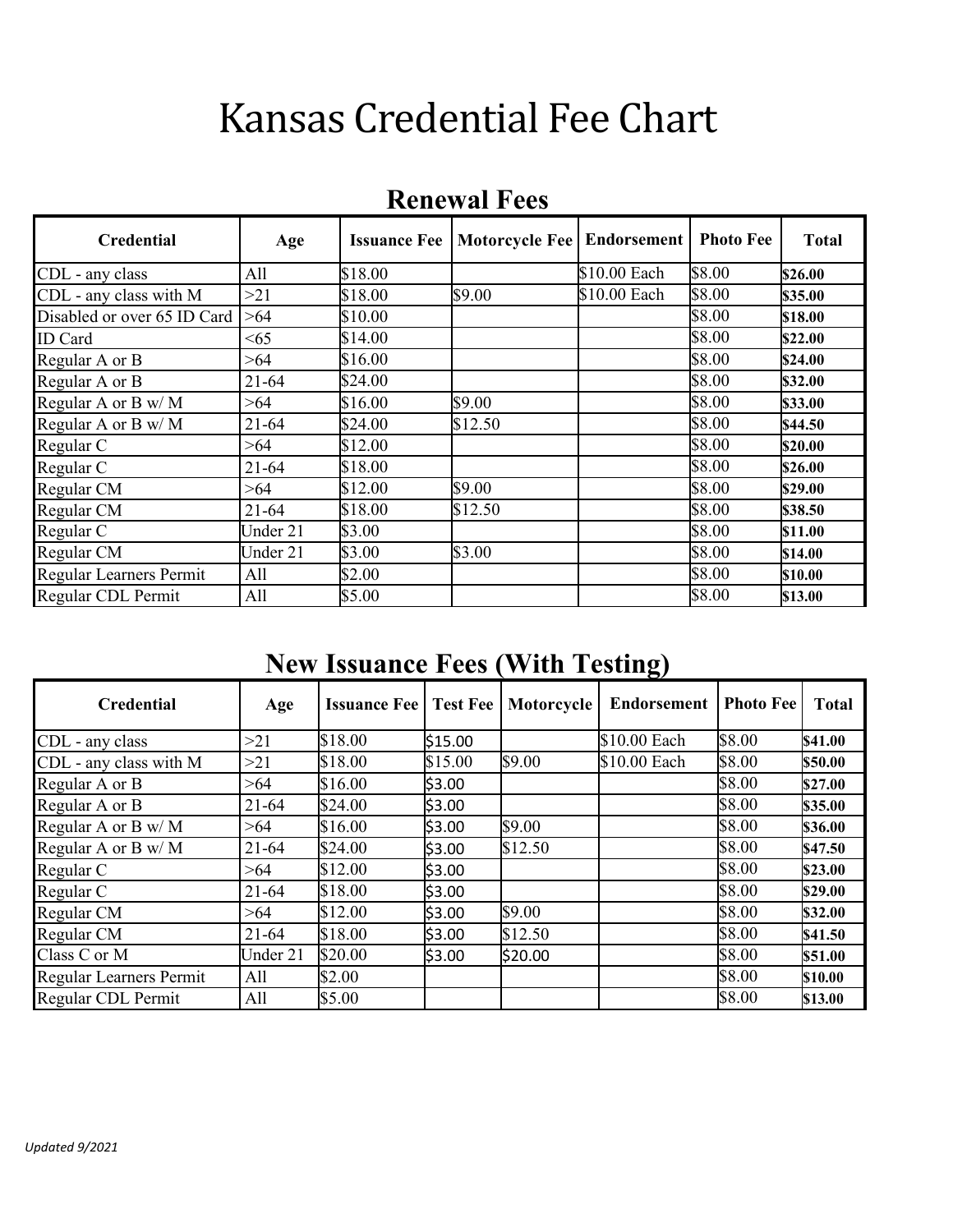# Kansas Credential Fee Chart

## Renewal Fees

| Credential | Age | Issuance Fee | Motorcycle Fee | Endorsement | Photo Fee | Total |
|---|---|---|---|---|---|---|
| CDL - any class | All | $18.00 | | $10.00 Each | $8.00 | **$26.00** |
| CDL - any class with M | >21 | $18.00 | $9.00 | $10.00 Each | $8.00 | **$35.00** |
| Disabled or over 65 ID Card | >64 | $10.00 | | | $8.00 | **$18.00** |
| ID Card | <65 | $14.00 | | | $8.00 | **$22.00** |
| Regular A or B | >64 | $16.00 | | | $8.00 | **$24.00** |
| Regular A or B | 21-64 | $24.00 | | | $8.00 | **$32.00** |
| Regular A or B w/ M | >64 | $16.00 | $9.00 | | $8.00 | **$33.00** |
| Regular A or B w/ M | 21-64 | $24.00 | $12.50 | | $8.00 | **$44.50** |
| Regular C | >64 | $12.00 | | | $8.00 | **$20.00** |
| Regular C | 21-64 | $18.00 | | | $8.00 | **$26.00** |
| Regular CM | >64 | $12.00 | $9.00 | | $8.00 | **$29.00** |
| Regular CM | 21-64 | $18.00 | $12.50 | | $8.00 | **$38.50** |
| Regular C | Under 21 | $3.00 | | | $8.00 | **$11.00** |
| Regular CM | Under 21 | $3.00 | $3.00 | | $8.00 | **$14.00** |
| Regular Learners Permit | All | $2.00 | | | $8.00 | **$10.00** |
| Regular CDL Permit | All | $5.00 | | | $8.00 | **$13.00** |

## New Issuance Fees (With Testing)

| Credential | Age | Issuance Fee | Test Fee | Motorcycle | Endorsement | Photo Fee | Total |
|---|---|---|---|---|---|---|---|
| CDL - any class | >21 | $18.00 | $15.00 | | $10.00 Each | $8.00 | **$41.00** |
| CDL - any class with M | >21 | $18.00 | $15.00 | $9.00 | $10.00 Each | $8.00 | **$50.00** |
| Regular A or B | >64 | $16.00 | $3.00 | | | $8.00 | **$27.00** |
| Regular A or B | 21-64 | $24.00 | $3.00 | | | $8.00 | **$35.00** |
| Regular A or B w/ M | >64 | $16.00 | $3.00 | $9.00 | | $8.00 | **$36.00** |
| Regular A or B w/ M | 21-64 | $24.00 | $3.00 | $12.50 | | $8.00 | **$47.50** |
| Regular C | >64 | $12.00 | $3.00 | | | $8.00 | **$23.00** |
| Regular C | 21-64 | $18.00 | $3.00 | | | $8.00 | **$29.00** |
| Regular CM | >64 | $12.00 | $3.00 | $9.00 | | $8.00 | **$32.00** |
| Regular CM | 21-64 | $18.00 | $3.00 | $12.50 | | $8.00 | **$41.50** |
| Class C or M | Under 21 | $20.00 | $3.00 | $20.00 | | $8.00 | **$51.00** |
| Regular Learners Permit | All | $2.00 | | | | $8.00 | **$10.00** |
| Regular CDL Permit | All | $5.00 | | | | $8.00 | **$13.00** |

*Updated 9/2021*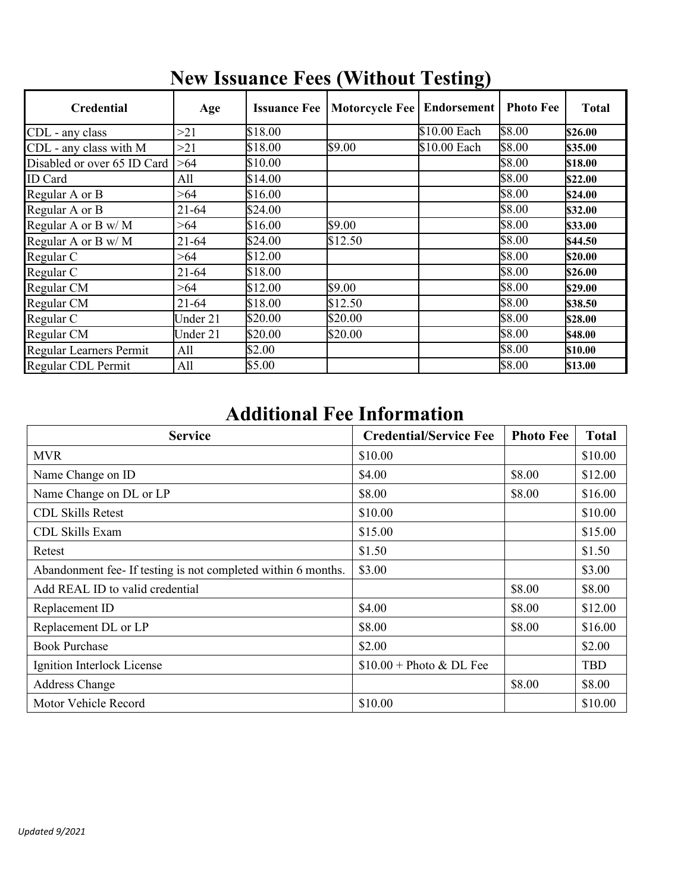## New Issuance Fees (Without Testing)

| Credential | Age | Issuance Fee | Motorcycle Fee | Endorsement | Photo Fee | Total |
|---|---|---|---|---|---|---|
| CDL - any class | >21 | $18.00 | | $10.00 Each | $8.00 | **$26.00** |
| CDL - any class with M | >21 | $18.00 | $9.00 | $10.00 Each | $8.00 | **$35.00** |
| Disabled or over 65 ID Card | >64 | $10.00 | | | $8.00 | **$18.00** |
| ID Card | All | $14.00 | | | $8.00 | **$22.00** |
| Regular A or B | >64 | $16.00 | | | $8.00 | **$24.00** |
| Regular A or B | 21-64 | $24.00 | | | $8.00 | **$32.00** |
| Regular A or B w/ M | >64 | $16.00 | $9.00 | | $8.00 | **$33.00** |
| Regular A or B w/ M | 21-64 | $24.00 | $12.50 | | $8.00 | **$44.50** |
| Regular C | >64 | $12.00 | | | $8.00 | **$20.00** |
| Regular C | 21-64 | $18.00 | | | $8.00 | **$26.00** |
| Regular CM | >64 | $12.00 | $9.00 | | $8.00 | **$29.00** |
| Regular CM | 21-64 | $18.00 | $12.50 | | $8.00 | **$38.50** |
| Regular C | Under 21 | $20.00 | $20.00 | | $8.00 | **$28.00** |
| Regular CM | Under 21 | $20.00 | $20.00 | | $8.00 | **$48.00** |
| Regular Learners Permit | All | $2.00 | | | $8.00 | **$10.00** |
| Regular CDL Permit | All | $5.00 | | | $8.00 | **$13.00** |

## Additional Fee Information

| Service | Credential/Service Fee | Photo Fee | Total |
|---|---|---|---|
| MVR | $10.00 | | $10.00 |
| Name Change on ID | $4.00 | $8.00 | $12.00 |
| Name Change on DL or LP | $8.00 | $8.00 | $16.00 |
| CDL Skills Retest | $10.00 | | $10.00 |
| CDL Skills Exam | $15.00 | | $15.00 |
| Retest | $1.50 | | $1.50 |
| Abandonment fee- If testing is not completed within 6 months. | $3.00 | | $3.00 |
| Add REAL ID to valid credential | | $8.00 | $8.00 |
| Replacement ID | $4.00 | $8.00 | $12.00 |
| Replacement DL or LP | $8.00 | $8.00 | $16.00 |
| Book Purchase | $2.00 | | $2.00 |
| Ignition Interlock License | $10.00 + Photo & DL Fee | | TBD |
| Address Change | | $8.00 | $8.00 |
| Motor Vehicle Record | $10.00 | | $10.00 |

*Updated 9/2021*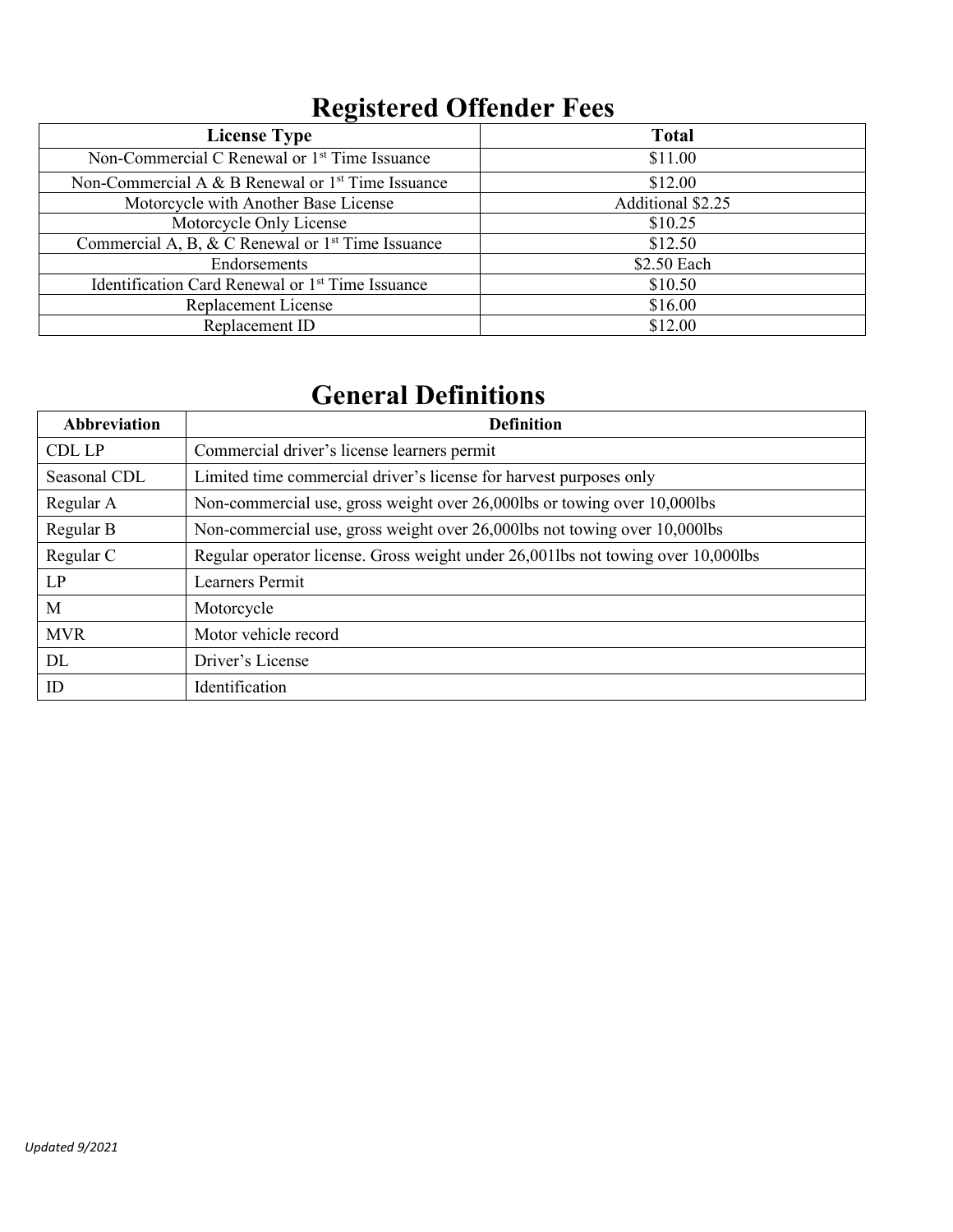## Registered Offender Fees

| License Type | Total |
|---|---|
| Non-Commercial C Renewal or 1st Time Issuance | $11.00 |
| Non-Commercial A & B Renewal or 1st Time Issuance | $12.00 |
| Motorcycle with Another Base License | Additional $2.25 |
| Motorcycle Only License | $10.25 |
| Commercial A, B, & C Renewal or 1st Time Issuance | $12.50 |
| Endorsements | $2.50 Each |
| Identification Card Renewal or 1st Time Issuance | $10.50 |
| Replacement License | $16.00 |
| Replacement ID | $12.00 |

## General Definitions

| Abbreviation | Definition |
|---|---|
| CDL LP | Commercial driver's license learners permit |
| Seasonal CDL | Limited time commercial driver's license for harvest purposes only |
| Regular A | Non-commercial use, gross weight over 26,000lbs or towing over 10,000lbs |
| Regular B | Non-commercial use, gross weight over 26,000lbs not towing over 10,000lbs |
| Regular C | Regular operator license. Gross weight under 26,001lbs not towing over 10,000lbs |
| LP | Learners Permit |
| M | Motorcycle |
| MVR | Motor vehicle record |
| DL | Driver's License |
| ID | Identification |

*Updated 9/2021*